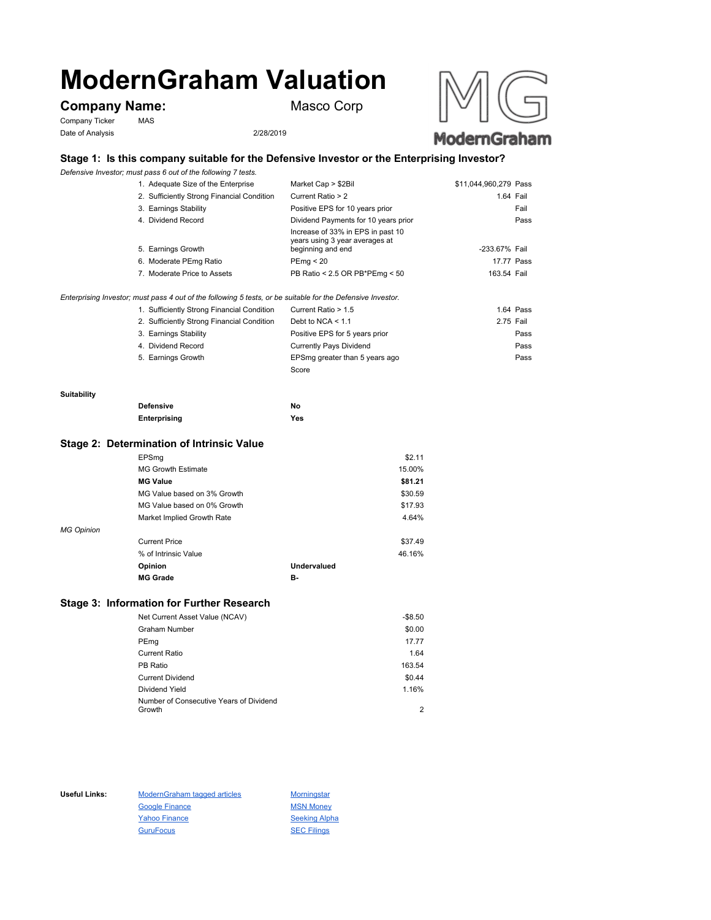# ModernGraham Valuation

**Company Name:** Masco Corp

Company Ticker: MAS

Date of Analysis: 2/28/2019

## Stage 1: Is this company suitable for the Defensive Investor or the Enterprising Investor?

*Defensive Investor; must pass 6 out of the following 7 tests.*

| Test | Criterion | Value | Result |
|---|---|---|---|
| 1. Adequate Size of the Enterprise | Market Cap > $2Bil | $11,044,960,279 | Pass |
| 2. Sufficiently Strong Financial Condition | Current Ratio > 2 | 1.64 | Fail |
| 3. Earnings Stability | Positive EPS for 10 years prior | | Fail |
| 4. Dividend Record | Dividend Payments for 10 years prior | | Pass |
| 5. Earnings Growth | Increase of 33% in EPS in past 10 years using 3 year averages at beginning and end | -233.67% | Fail |
| 6. Moderate PEmg Ratio | PEmg < 20 | 17.77 | Pass |
| 7. Moderate Price to Assets | PB Ratio < 2.5 OR PB*PEmg < 50 | 163.54 | Fail |

*Enterprising Investor; must pass 4 out of the following 5 tests, or be suitable for the Defensive Investor.*

| Test | Criterion | Value | Result |
|---|---|---|---|
| 1. Sufficiently Strong Financial Condition | Current Ratio > 1.5 | 1.64 | Pass |
| 2. Sufficiently Strong Financial Condition | Debt to NCA < 1.1 | 2.75 | Fail |
| 3. Earnings Stability | Positive EPS for 5 years prior | | Pass |
| 4. Dividend Record | Currently Pays Dividend | | Pass |
| 5. Earnings Growth | EPSmg greater than 5 years ago | | Pass |
| | Score | | |

**Suitability**

| | |
|---|---|
| **Defensive** | **No** |
| **Enterprising** | **Yes** |

## Stage 2: Determination of Intrinsic Value

| | |
|---|---|
| EPSmg | $2.11 |
| MG Growth Estimate | 15.00% |
| **MG Value** | **$81.21** |
| MG Value based on 3% Growth | $30.59 |
| MG Value based on 0% Growth | $17.93 |
| Market Implied Growth Rate | 4.64% |

*MG Opinion*

| | |
|---|---|
| Current Price | $37.49 |
| % of Intrinsic Value | 46.16% |
| **Opinion** | **Undervalued** |
| **MG Grade** | **B-** |

## Stage 3: Information for Further Research

| | |
|---|---|
| Net Current Asset Value (NCAV) | -$8.50 |
| Graham Number | $0.00 |
| PEmg | 17.77 |
| Current Ratio | 1.64 |
| PB Ratio | 163.54 |
| Current Dividend | $0.44 |
| Dividend Yield | 1.16% |
| Number of Consecutive Years of Dividend Growth | 2 |

**Useful Links:**

- ModernGraham tagged articles
- Google Finance
- Yahoo Finance
- GuruFocus
- Morningstar
- MSN Money
- Seeking Alpha
- SEC Filings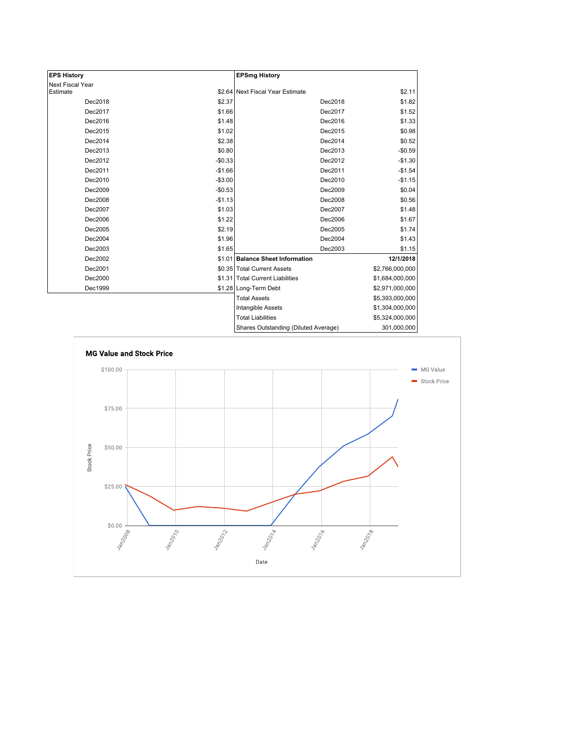| EPS History | |
|---|---|
| Next Fiscal Year Estimate | $2.64 |
| Dec2018 | $2.37 |
| Dec2017 | $1.66 |
| Dec2016 | $1.48 |
| Dec2015 | $1.02 |
| Dec2014 | $2.38 |
| Dec2013 | $0.80 |
| Dec2012 | -$0.33 |
| Dec2011 | -$1.66 |
| Dec2010 | -$3.00 |
| Dec2009 | -$0.53 |
| Dec2008 | -$1.13 |
| Dec2007 | $1.03 |
| Dec2006 | $1.22 |
| Dec2005 | $2.19 |
| Dec2004 | $1.96 |
| Dec2003 | $1.65 |
| Dec2002 | $1.01 |
| Dec2001 | $0.35 |
| Dec2000 | $1.31 |
| Dec1999 | $1.28 |

| EPSmg History | |
|---|---|
| Next Fiscal Year Estimate | $2.11 |
| Dec2018 | $1.82 |
| Dec2017 | $1.52 |
| Dec2016 | $1.33 |
| Dec2015 | $0.98 |
| Dec2014 | $0.52 |
| Dec2013 | -$0.59 |
| Dec2012 | -$1.30 |
| Dec2011 | -$1.54 |
| Dec2010 | -$1.15 |
| Dec2009 | $0.04 |
| Dec2008 | $0.56 |
| Dec2007 | $1.48 |
| Dec2006 | $1.67 |
| Dec2005 | $1.74 |
| Dec2004 | $1.43 |
| Dec2003 | $1.15 |

| Balance Sheet Information | 12/1/2018 |
|---|---|
| Total Current Assets | $2,766,000,000 |
| Total Current Liabilities | $1,684,000,000 |
| Long-Term Debt | $2,971,000,000 |
| Total Assets | $5,393,000,000 |
| Intangible Assets | $1,304,000,000 |
| Total Liabilities | $5,324,000,000 |
| Shares Outstanding (Diluted Average) | 301,000,000 |

**MG Value and Stock Price**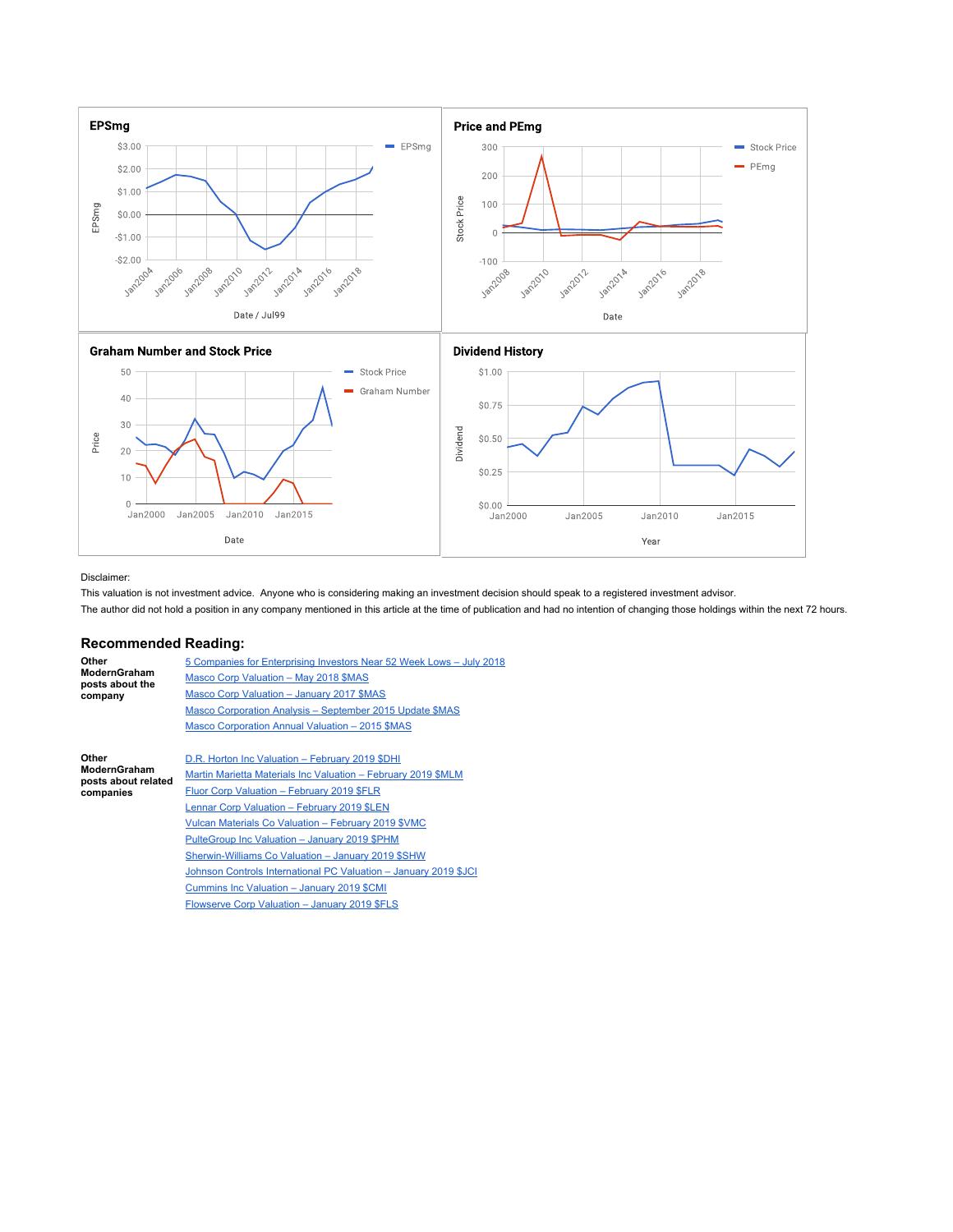## EPSmg

EPSmg

$3.00
$2.00
$1.00
$0.00
-$1.00
-$2.00

Jan2004 Jan2006 Jan2008 Jan2010 Jan2012 Jan2014 Jan2016 Jan2018

Date / Jul99

## Price and PEmg

Stock Price
PEmg

300
200
100
0
-100

Jan2008 Jan2010 Jan2012 Jan2014 Jan2016 Jan2018

Date

## Graham Number and Stock Price

Stock Price
Graham Number

50
40
30
20
10
0

Jan2000 Jan2005 Jan2010 Jan2015

Date

## Dividend History

$1.00
$0.75
$0.50
$0.25
$0.00

Jan2000 Jan2005 Jan2010 Jan2015

Year

Disclaimer:

This valuation is not investment advice. Anyone who is considering making an investment decision should speak to a registered investment advisor.

The author did not hold a position in any company mentioned in this article at the time of publication and had no intention of changing those holdings within the next 72 hours.

## Recommended Reading:

**Other ModernGraham posts about the company**

- 5 Companies for Enterprising Investors Near 52 Week Lows – July 2018
- Masco Corp Valuation – May 2018 $MAS
- Masco Corp Valuation – January 2017 $MAS
- Masco Corporation Analysis – September 2015 Update $MAS
- Masco Corporation Annual Valuation – 2015 $MAS

**Other ModernGraham posts about related companies**

- D.R. Horton Inc Valuation – February 2019 $DHI
- Martin Marietta Materials Inc Valuation – February 2019 $MLM
- Fluor Corp Valuation – February 2019 $FLR
- Lennar Corp Valuation – February 2019 $LEN
- Vulcan Materials Co Valuation – February 2019 $VMC
- PulteGroup Inc Valuation – January 2019 $PHM
- Sherwin-Williams Co Valuation – January 2019 $SHW
- Johnson Controls International PC Valuation – January 2019 $JCI
- Cummins Inc Valuation – January 2019 $CMI
- Flowserve Corp Valuation – January 2019 $FLS